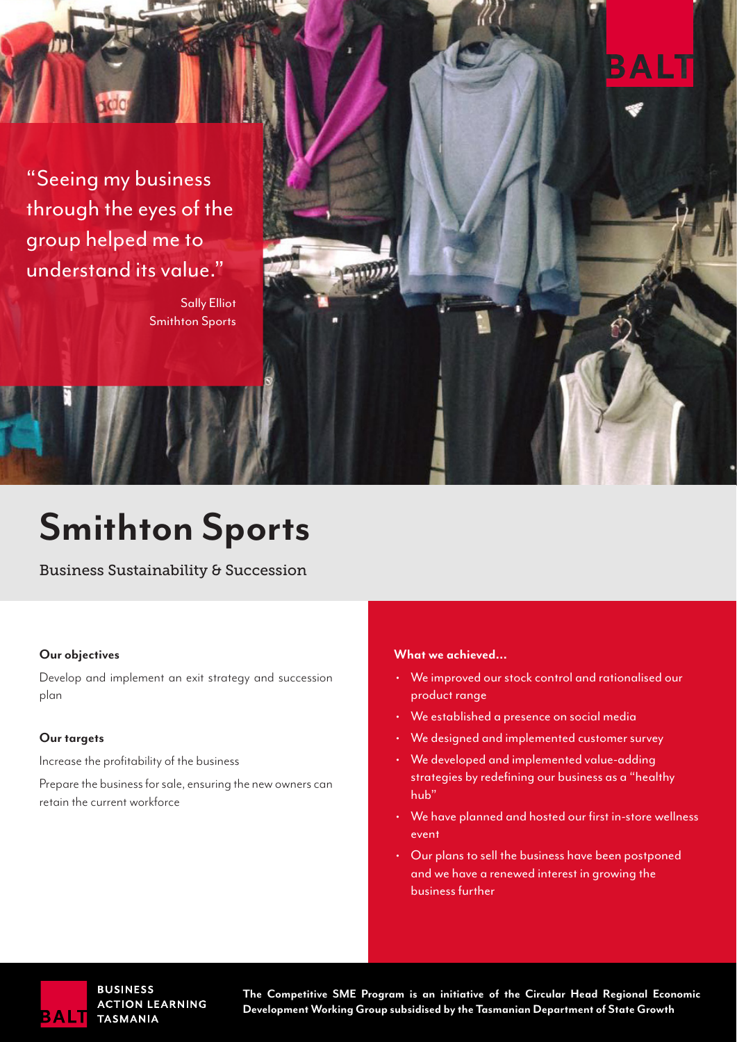"Seeing my business through the eyes of the group helped me to understand its value."

Sally Elliot
Smithton Sports

# Smithton Sports

Business Sustainability & Succession

**Our objectives**

Develop and implement an exit strategy and succession plan

**Our targets**

Increase the profitability of the business

Prepare the business for sale, ensuring the new owners can retain the current workforce

**What we achieved...**

- We improved our stock control and rationalised our product range
- We established a presence on social media
- We designed and implemented customer survey
- We developed and implemented value-adding strategies by redefining our business as a "healthy hub"
- We have planned and hosted our first in-store wellness event
- Our plans to sell the business have been postponed and we have a renewed interest in growing the business further

BALT — BUSINESS ACTION LEARNING TASMANIA

**The Competitive SME Program is an initiative of the Circular Head Regional Economic Development Working Group subsidised by the Tasmanian Department of State Growth**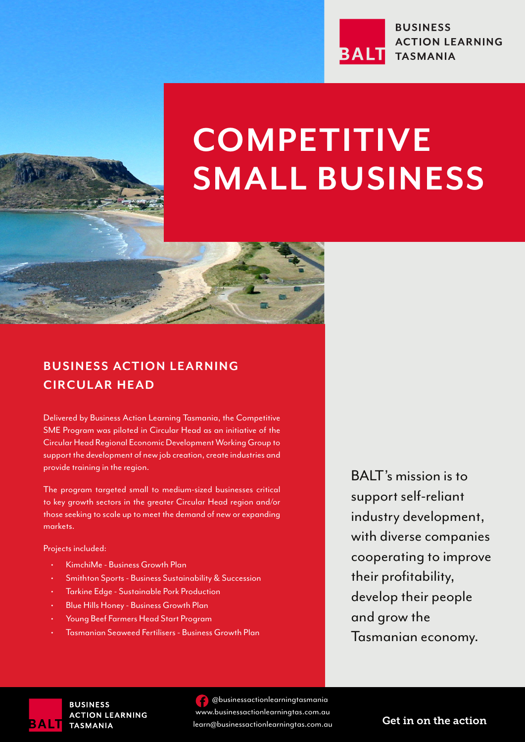BUSINESS ACTION LEARNING TASMANIA

# COMPETITIVE SMALL BUSINESS

## BUSINESS ACTION LEARNING CIRCULAR HEAD

Delivered by Business Action Learning Tasmania, the Competitive SME Program was piloted in Circular Head as an initiative of the Circular Head Regional Economic Development Working Group to support the development of new job creation, create industries and provide training in the region.

The program targeted small to medium-sized businesses critical to key growth sectors in the greater Circular Head region and/or those seeking to scale up to meet the demand of new or expanding markets.

Projects included:

- KimchiMe - Business Growth Plan
- Smithton Sports - Business Sustainability & Succession
- Tarkine Edge - Sustainable Pork Production
- Blue Hills Honey - Business Growth Plan
- Young Beef Farmers Head Start Program
- Tasmanian Seaweed Fertilisers - Business Growth Plan

BALT's mission is to support self-reliant industry development, with diverse companies cooperating to improve their profitability, develop their people and grow the Tasmanian economy.

BUSINESS ACTION LEARNING TASMANIA

@businessactionlearningtasmania
www.businessactionlearningtas.com.au
learn@businessactionlearningtas.com.au

**Get in on the action**